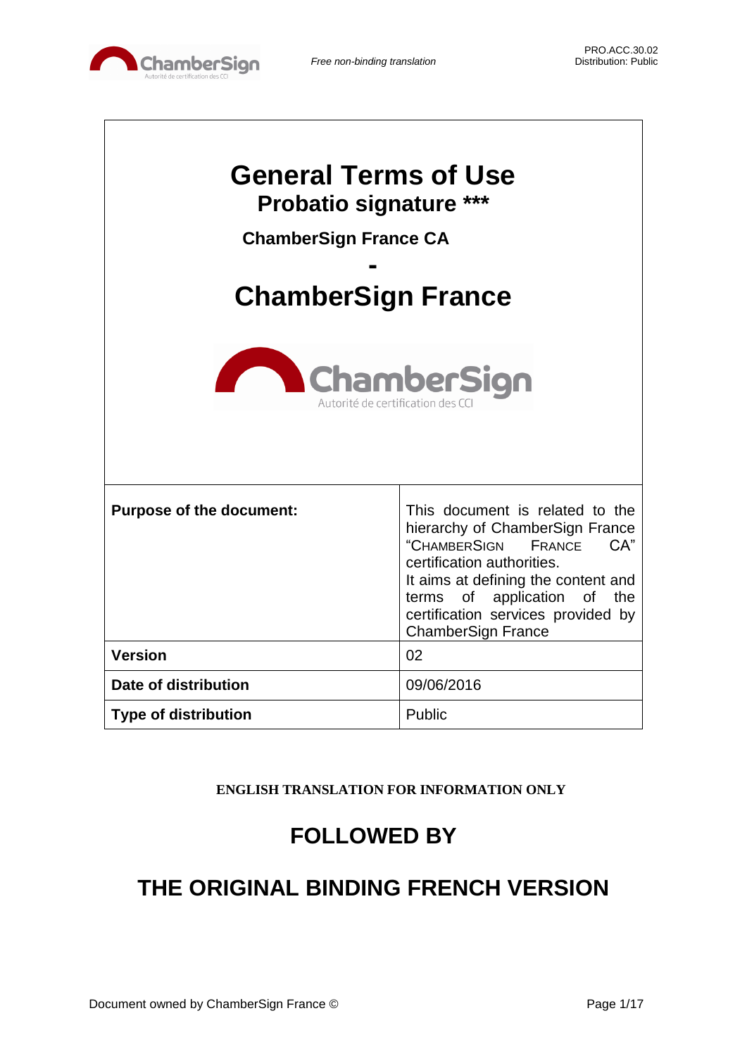# General Terms of Use

## Probatio signature ***

### ChamberSign France CA

-

# ChamberSign France

| Purpose of the document: | This document is related to the hierarchy of ChamberSign France "CHAMBERSIGN FRANCE CA" certification authorities. It aims at defining the content and terms of application of the certification services provided by ChamberSign France |
|---|---|
| **Version** | 02 |
| **Date of distribution** | 09/06/2016 |
| **Type of distribution** | Public |

**ENGLISH TRANSLATION FOR INFORMATION ONLY**

## FOLLOWED BY

## THE ORIGINAL BINDING FRENCH VERSION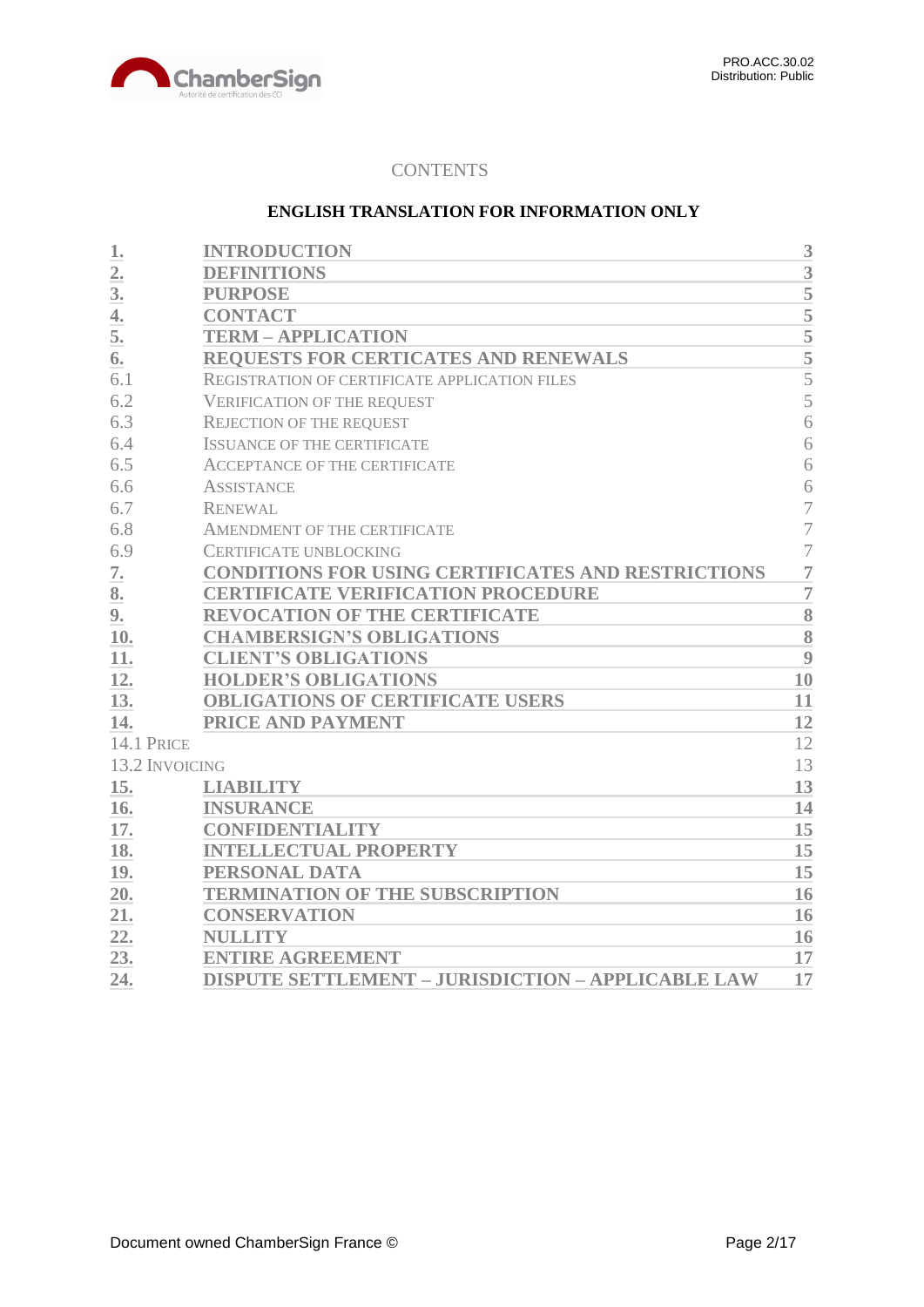# CONTENTS

**ENGLISH TRANSLATION FOR INFORMATION ONLY**

| | | |
|---|---|---|
| **1.** | **INTRODUCTION** | **3** |
| **2.** | **DEFINITIONS** | **3** |
| **3.** | **PURPOSE** | **5** |
| **4.** | **CONTACT** | **5** |
| **5.** | **TERM – APPLICATION** | **5** |
| **6.** | **REQUESTS FOR CERTICATES AND RENEWALS** | **5** |
| 6.1 | REGISTRATION OF CERTIFICATE APPLICATION FILES | 5 |
| 6.2 | VERIFICATION OF THE REQUEST | 5 |
| 6.3 | REJECTION OF THE REQUEST | 6 |
| 6.4 | ISSUANCE OF THE CERTIFICATE | 6 |
| 6.5 | ACCEPTANCE OF THE CERTIFICATE | 6 |
| 6.6 | ASSISTANCE | 6 |
| 6.7 | RENEWAL | 7 |
| 6.8 | AMENDMENT OF THE CERTIFICATE | 7 |
| 6.9 | CERTIFICATE UNBLOCKING | 7 |
| **7.** | **CONDITIONS FOR USING CERTIFICATES AND RESTRICTIONS** | **7** |
| **8.** | **CERTIFICATE VERIFICATION PROCEDURE** | **7** |
| **9.** | **REVOCATION OF THE CERTIFICATE** | **8** |
| **10.** | **CHAMBERSIGN'S OBLIGATIONS** | **8** |
| **11.** | **CLIENT'S OBLIGATIONS** | **9** |
| **12.** | **HOLDER'S OBLIGATIONS** | **10** |
| **13.** | **OBLIGATIONS OF CERTIFICATE USERS** | **11** |
| **14.** | **PRICE AND PAYMENT** | **12** |
| 14.1 PRICE | | 12 |
| 13.2 INVOICING | | 13 |
| **15.** | **LIABILITY** | **13** |
| **16.** | **INSURANCE** | **14** |
| **17.** | **CONFIDENTIALITY** | **15** |
| **18.** | **INTELLECTUAL PROPERTY** | **15** |
| **19.** | **PERSONAL DATA** | **15** |
| **20.** | **TERMINATION OF THE SUBSCRIPTION** | **16** |
| **21.** | **CONSERVATION** | **16** |
| **22.** | **NULLITY** | **16** |
| **23.** | **ENTIRE AGREEMENT** | **17** |
| **24.** | **DISPUTE SETTLEMENT – JURISDICTION – APPLICABLE LAW** | **17** |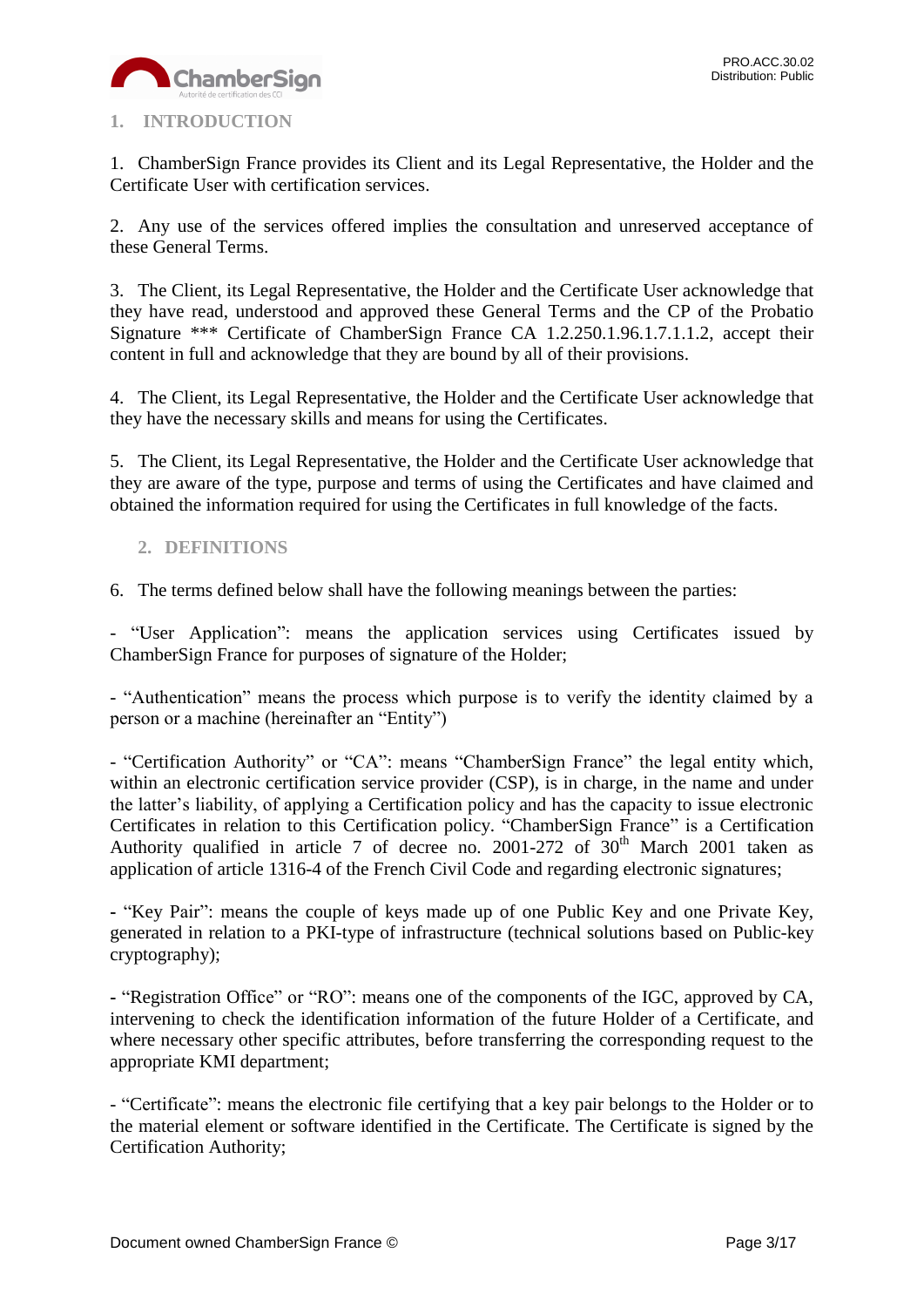## 1. INTRODUCTION

1. ChamberSign France provides its Client and its Legal Representative, the Holder and the Certificate User with certification services.

2. Any use of the services offered implies the consultation and unreserved acceptance of these General Terms.

3. The Client, its Legal Representative, the Holder and the Certificate User acknowledge that they have read, understood and approved these General Terms and the CP of the Probatio Signature *** Certificate of ChamberSign France CA 1.2.250.1.96.1.7.1.1.2, accept their content in full and acknowledge that they are bound by all of their provisions.

4. The Client, its Legal Representative, the Holder and the Certificate User acknowledge that they have the necessary skills and means for using the Certificates.

5. The Client, its Legal Representative, the Holder and the Certificate User acknowledge that they are aware of the type, purpose and terms of using the Certificates and have claimed and obtained the information required for using the Certificates in full knowledge of the facts.

## 2. DEFINITIONS

6. The terms defined below shall have the following meanings between the parties:

- "User Application": means the application services using Certificates issued by ChamberSign France for purposes of signature of the Holder;

- "Authentication" means the process which purpose is to verify the identity claimed by a person or a machine (hereinafter an "Entity")

- "Certification Authority" or "CA": means "ChamberSign France" the legal entity which, within an electronic certification service provider (CSP), is in charge, in the name and under the latter's liability, of applying a Certification policy and has the capacity to issue electronic Certificates in relation to this Certification policy. "ChamberSign France" is a Certification Authority qualified in article 7 of decree no. 2001-272 of 30th March 2001 taken as application of article 1316-4 of the French Civil Code and regarding electronic signatures;

- "Key Pair": means the couple of keys made up of one Public Key and one Private Key, generated in relation to a PKI-type of infrastructure (technical solutions based on Public-key cryptography);

- "Registration Office" or "RO": means one of the components of the IGC, approved by CA, intervening to check the identification information of the future Holder of a Certificate, and where necessary other specific attributes, before transferring the corresponding request to the appropriate KMI department;

- "Certificate": means the electronic file certifying that a key pair belongs to the Holder or to the material element or software identified in the Certificate. The Certificate is signed by the Certification Authority;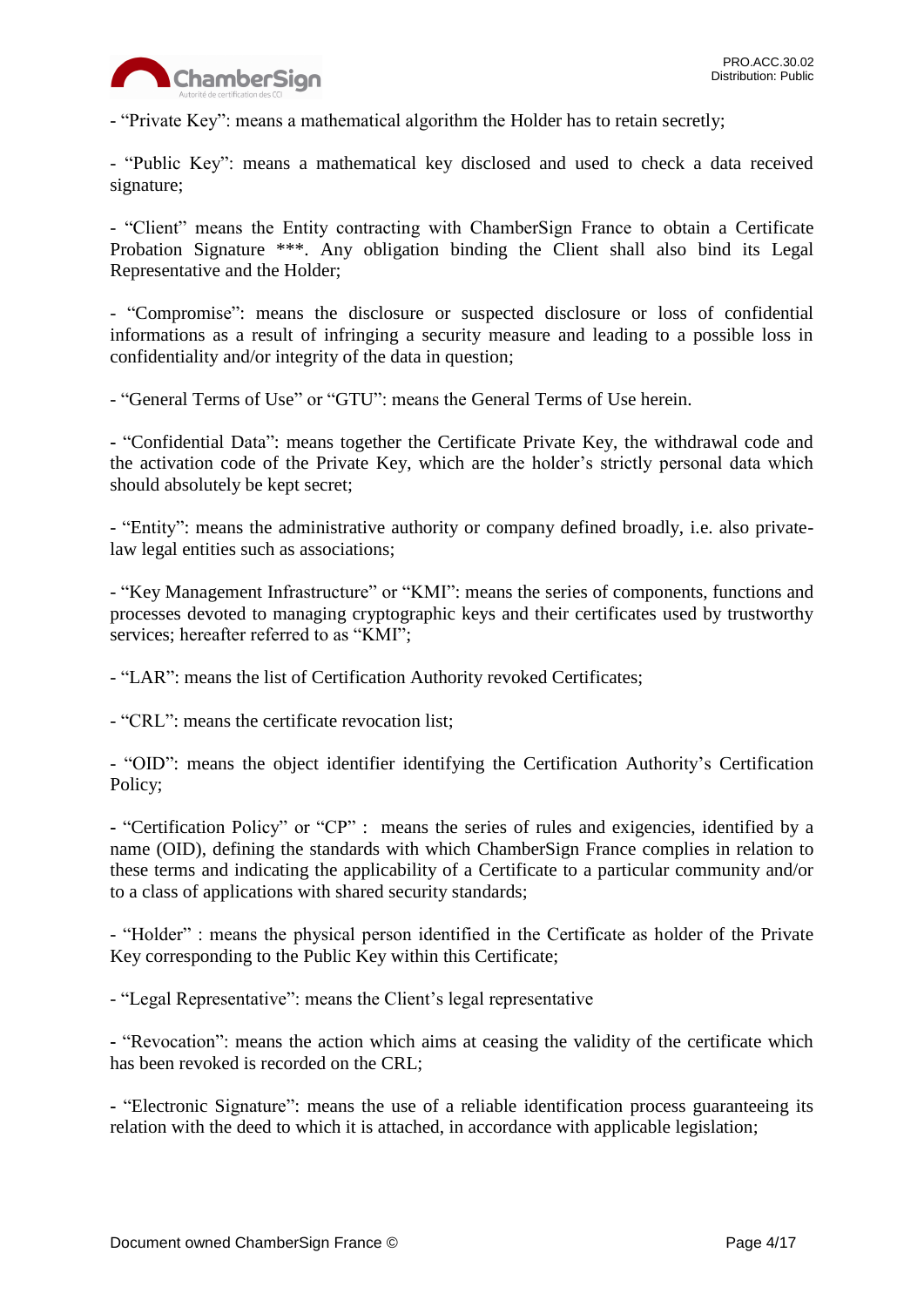- "Private Key": means a mathematical algorithm the Holder has to retain secretly;

- "Public Key": means a mathematical key disclosed and used to check a data received signature;

- "Client" means the Entity contracting with ChamberSign France to obtain a Certificate Probation Signature ***. Any obligation binding the Client shall also bind its Legal Representative and the Holder;

- "Compromise": means the disclosure or suspected disclosure or loss of confidential informations as a result of infringing a security measure and leading to a possible loss in confidentiality and/or integrity of the data in question;

- "General Terms of Use" or "GTU": means the General Terms of Use herein.

- "Confidential Data": means together the Certificate Private Key, the withdrawal code and the activation code of the Private Key, which are the holder's strictly personal data which should absolutely be kept secret;

- "Entity": means the administrative authority or company defined broadly, i.e. also private-law legal entities such as associations;

- "Key Management Infrastructure" or "KMI": means the series of components, functions and processes devoted to managing cryptographic keys and their certificates used by trustworthy services; hereafter referred to as "KMI";

- "LAR": means the list of Certification Authority revoked Certificates;

- "CRL": means the certificate revocation list;

- "OID": means the object identifier identifying the Certification Authority's Certification Policy;

- "Certification Policy" or "CP" : means the series of rules and exigencies, identified by a name (OID), defining the standards with which ChamberSign France complies in relation to these terms and indicating the applicability of a Certificate to a particular community and/or to a class of applications with shared security standards;

- "Holder" : means the physical person identified in the Certificate as holder of the Private Key corresponding to the Public Key within this Certificate;

- "Legal Representative": means the Client's legal representative

- "Revocation": means the action which aims at ceasing the validity of the certificate which has been revoked is recorded on the CRL;

- "Electronic Signature": means the use of a reliable identification process guaranteeing its relation with the deed to which it is attached, in accordance with applicable legislation;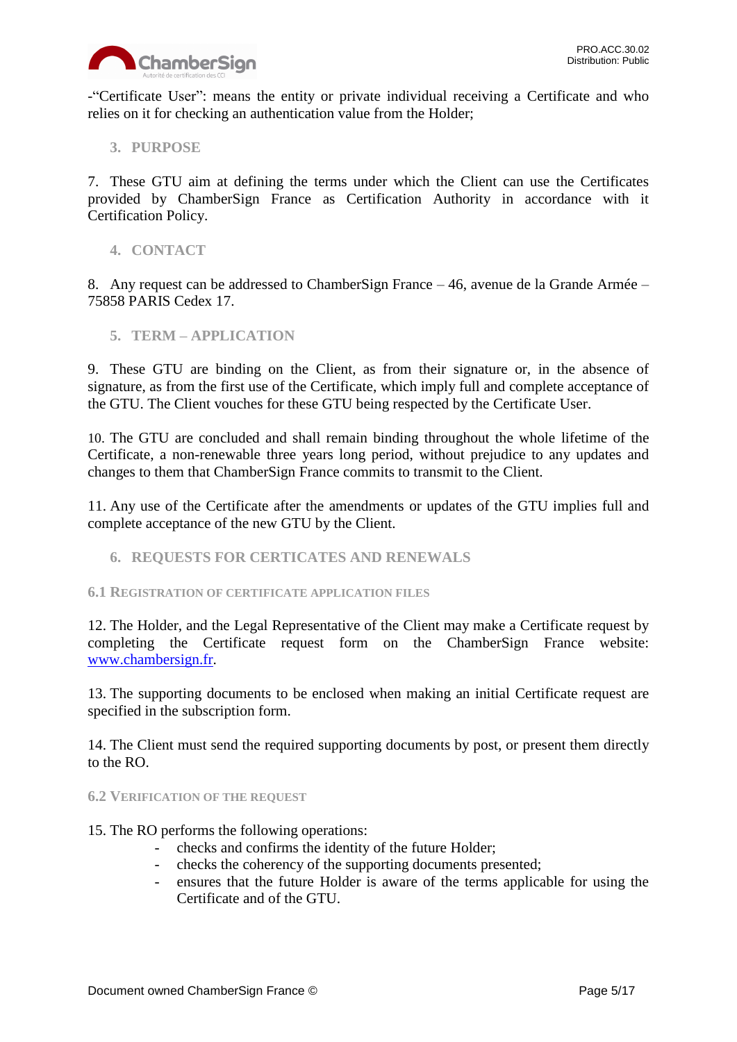-"Certificate User": means the entity or private individual receiving a Certificate and who relies on it for checking an authentication value from the Holder;

## 3. PURPOSE

7. These GTU aim at defining the terms under which the Client can use the Certificates provided by ChamberSign France as Certification Authority in accordance with it Certification Policy.

## 4. CONTACT

8. Any request can be addressed to ChamberSign France – 46, avenue de la Grande Armée – 75858 PARIS Cedex 17.

## 5. TERM – APPLICATION

9. These GTU are binding on the Client, as from their signature or, in the absence of signature, as from the first use of the Certificate, which imply full and complete acceptance of the GTU. The Client vouches for these GTU being respected by the Certificate User.

10. The GTU are concluded and shall remain binding throughout the whole lifetime of the Certificate, a non-renewable three years long period, without prejudice to any updates and changes to them that ChamberSign France commits to transmit to the Client.

11. Any use of the Certificate after the amendments or updates of the GTU implies full and complete acceptance of the new GTU by the Client.

## 6. REQUESTS FOR CERTICATES AND RENEWALS

### 6.1 Registration of certificate application files

12. The Holder, and the Legal Representative of the Client may make a Certificate request by completing the Certificate request form on the ChamberSign France website: [www.chambersign.fr](http://www.chambersign.fr).

13. The supporting documents to be enclosed when making an initial Certificate request are specified in the subscription form.

14. The Client must send the required supporting documents by post, or present them directly to the RO.

### 6.2 Verification of the request

15. The RO performs the following operations:

- checks and confirms the identity of the future Holder;
- checks the coherency of the supporting documents presented;
- ensures that the future Holder is aware of the terms applicable for using the Certificate and of the GTU.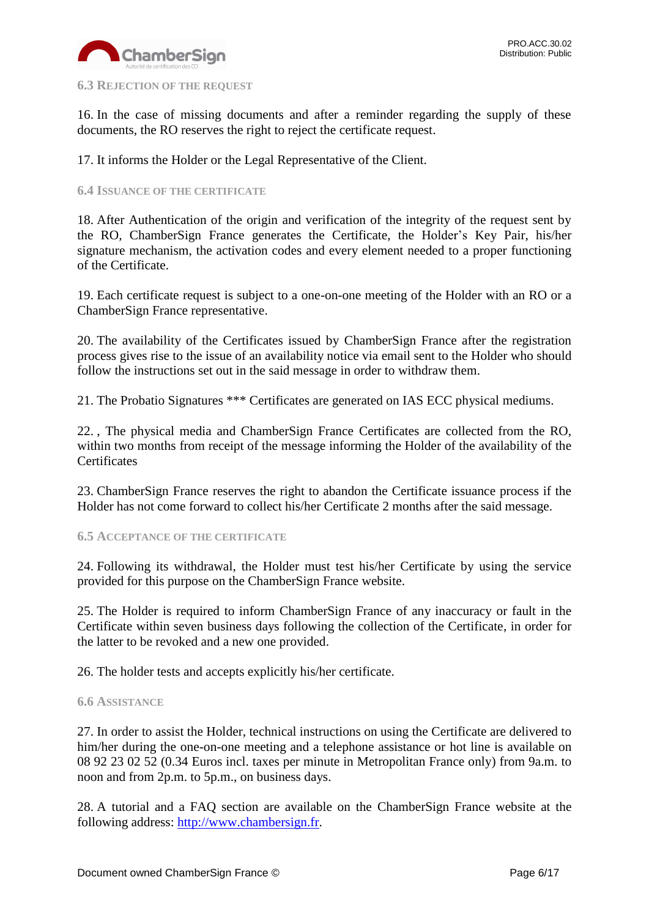### 6.3 Rejection of the request

16. In the case of missing documents and after a reminder regarding the supply of these documents, the RO reserves the right to reject the certificate request.

17. It informs the Holder or the Legal Representative of the Client.

### 6.4 Issuance of the certificate

18. After Authentication of the origin and verification of the integrity of the request sent by the RO, ChamberSign France generates the Certificate, the Holder's Key Pair, his/her signature mechanism, the activation codes and every element needed to a proper functioning of the Certificate.

19. Each certificate request is subject to a one-on-one meeting of the Holder with an RO or a ChamberSign France representative.

20. The availability of the Certificates issued by ChamberSign France after the registration process gives rise to the issue of an availability notice via email sent to the Holder who should follow the instructions set out in the said message in order to withdraw them.

21. The Probatio Signatures *** Certificates are generated on IAS ECC physical mediums.

22. , The physical media and ChamberSign France Certificates are collected from the RO, within two months from receipt of the message informing the Holder of the availability of the Certificates

23. ChamberSign France reserves the right to abandon the Certificate issuance process if the Holder has not come forward to collect his/her Certificate 2 months after the said message.

### 6.5 Acceptance of the certificate

24. Following its withdrawal, the Holder must test his/her Certificate by using the service provided for this purpose on the ChamberSign France website.

25. The Holder is required to inform ChamberSign France of any inaccuracy or fault in the Certificate within seven business days following the collection of the Certificate, in order for the latter to be revoked and a new one provided.

26. The holder tests and accepts explicitly his/her certificate.

### 6.6 Assistance

27. In order to assist the Holder, technical instructions on using the Certificate are delivered to him/her during the one-on-one meeting and a telephone assistance or hot line is available on 08 92 23 02 52 (0.34 Euros incl. taxes per minute in Metropolitan France only) from 9a.m. to noon and from 2p.m. to 5p.m., on business days.

28. A tutorial and a FAQ section are available on the ChamberSign France website at the following address: [http://www.chambersign.fr](http://www.chambersign.fr).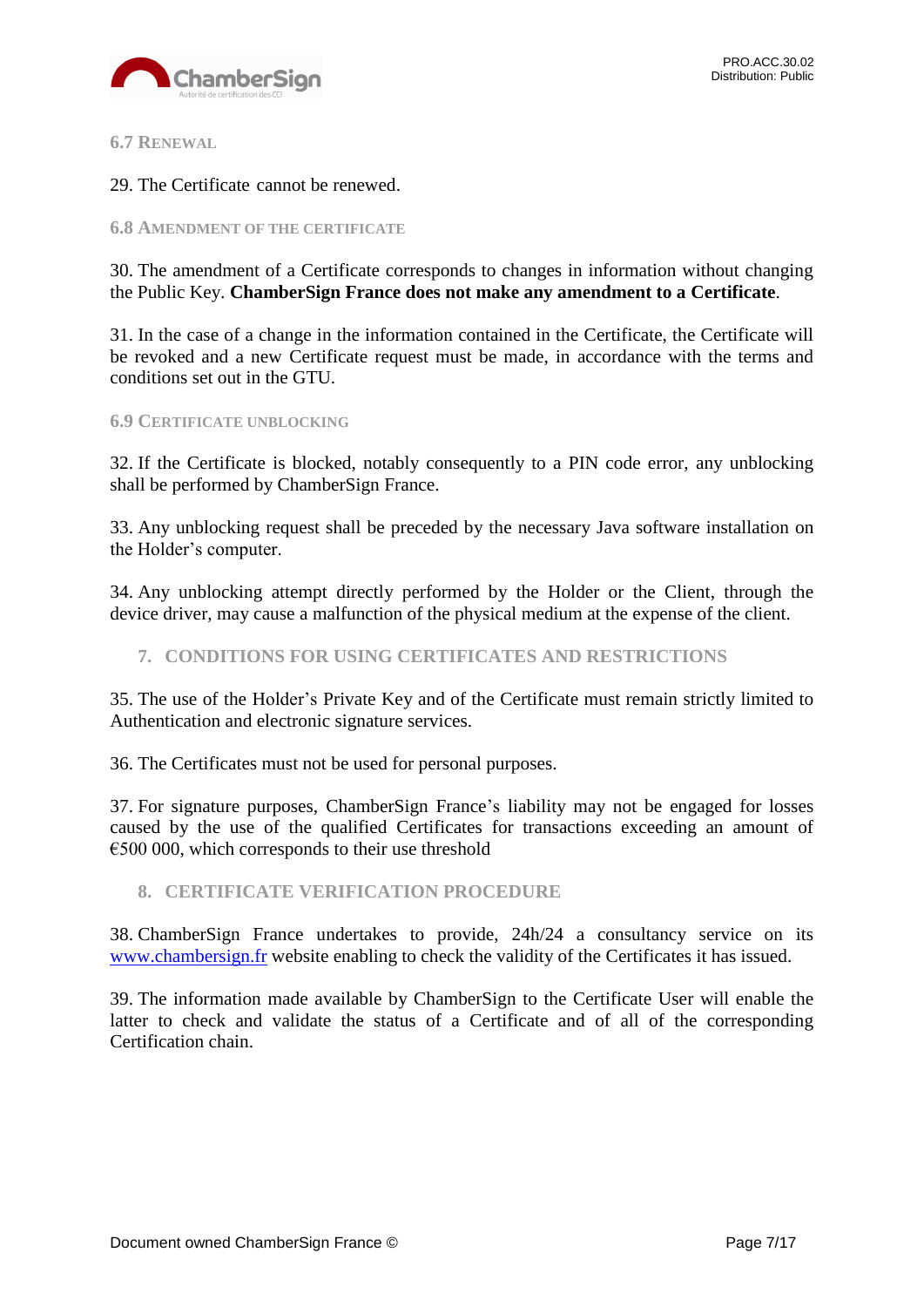### 6.7 Renewal

29. The Certificate cannot be renewed.

### 6.8 Amendment of the certificate

30. The amendment of a Certificate corresponds to changes in information without changing the Public Key. **ChamberSign France does not make any amendment to a Certificate**.

31. In the case of a change in the information contained in the Certificate, the Certificate will be revoked and a new Certificate request must be made, in accordance with the terms and conditions set out in the GTU.

### 6.9 Certificate unblocking

32. If the Certificate is blocked, notably consequently to a PIN code error, any unblocking shall be performed by ChamberSign France.

33. Any unblocking request shall be preceded by the necessary Java software installation on the Holder's computer.

34. Any unblocking attempt directly performed by the Holder or the Client, through the device driver, may cause a malfunction of the physical medium at the expense of the client.

## 7. CONDITIONS FOR USING CERTIFICATES AND RESTRICTIONS

35. The use of the Holder's Private Key and of the Certificate must remain strictly limited to Authentication and electronic signature services.

36. The Certificates must not be used for personal purposes.

37. For signature purposes, ChamberSign France's liability may not be engaged for losses caused by the use of the qualified Certificates for transactions exceeding an amount of €500 000, which corresponds to their use threshold

## 8. CERTIFICATE VERIFICATION PROCEDURE

38. ChamberSign France undertakes to provide, 24h/24 a consultancy service on its [www.chambersign.fr](http://www.chambersign.fr) website enabling to check the validity of the Certificates it has issued.

39. The information made available by ChamberSign to the Certificate User will enable the latter to check and validate the status of a Certificate and of all of the corresponding Certification chain.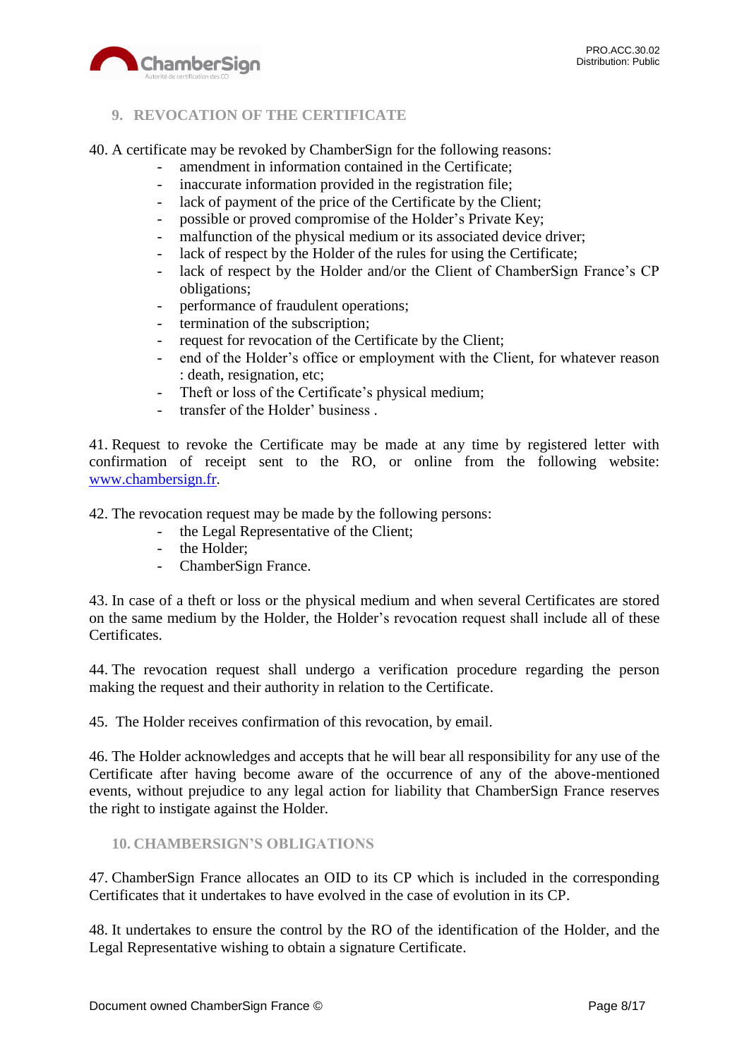## 9. REVOCATION OF THE CERTIFICATE

40. A certificate may be revoked by ChamberSign for the following reasons:
    - amendment in information contained in the Certificate;
    - inaccurate information provided in the registration file;
    - lack of payment of the price of the Certificate by the Client;
    - possible or proved compromise of the Holder's Private Key;
    - malfunction of the physical medium or its associated device driver;
    - lack of respect by the Holder of the rules for using the Certificate;
    - lack of respect by the Holder and/or the Client of ChamberSign France's CP obligations;
    - performance of fraudulent operations;
    - termination of the subscription;
    - request for revocation of the Certificate by the Client;
    - end of the Holder's office or employment with the Client, for whatever reason : death, resignation, etc;
    - Theft or loss of the Certificate's physical medium;
    - transfer of the Holder' business .

41. Request to revoke the Certificate may be made at any time by registered letter with confirmation of receipt sent to the RO, or online from the following website: www.chambersign.fr.

42. The revocation request may be made by the following persons:
    - the Legal Representative of the Client;
    - the Holder;
    - ChamberSign France.

43. In case of a theft or loss or the physical medium and when several Certificates are stored on the same medium by the Holder, the Holder's revocation request shall include all of these Certificates.

44. The revocation request shall undergo a verification procedure regarding the person making the request and their authority in relation to the Certificate.

45. The Holder receives confirmation of this revocation, by email.

46. The Holder acknowledges and accepts that he will bear all responsibility for any use of the Certificate after having become aware of the occurrence of any of the above-mentioned events, without prejudice to any legal action for liability that ChamberSign France reserves the right to instigate against the Holder.

## 10. CHAMBERSIGN'S OBLIGATIONS

47. ChamberSign France allocates an OID to its CP which is included in the corresponding Certificates that it undertakes to have evolved in the case of evolution in its CP.

48. It undertakes to ensure the control by the RO of the identification of the Holder, and the Legal Representative wishing to obtain a signature Certificate.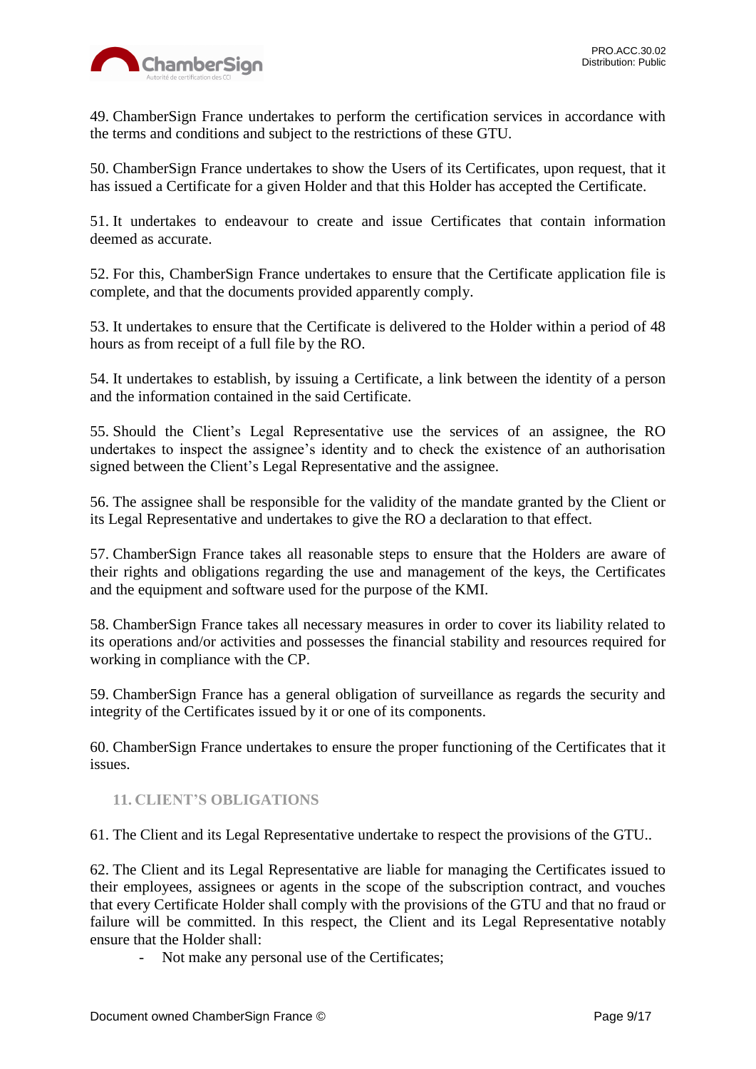49. ChamberSign France undertakes to perform the certification services in accordance with the terms and conditions and subject to the restrictions of these GTU.

50. ChamberSign France undertakes to show the Users of its Certificates, upon request, that it has issued a Certificate for a given Holder and that this Holder has accepted the Certificate.

51. It undertakes to endeavour to create and issue Certificates that contain information deemed as accurate.

52. For this, ChamberSign France undertakes to ensure that the Certificate application file is complete, and that the documents provided apparently comply.

53. It undertakes to ensure that the Certificate is delivered to the Holder within a period of 48 hours as from receipt of a full file by the RO.

54. It undertakes to establish, by issuing a Certificate, a link between the identity of a person and the information contained in the said Certificate.

55. Should the Client's Legal Representative use the services of an assignee, the RO undertakes to inspect the assignee's identity and to check the existence of an authorisation signed between the Client's Legal Representative and the assignee.

56. The assignee shall be responsible for the validity of the mandate granted by the Client or its Legal Representative and undertakes to give the RO a declaration to that effect.

57. ChamberSign France takes all reasonable steps to ensure that the Holders are aware of their rights and obligations regarding the use and management of the keys, the Certificates and the equipment and software used for the purpose of the KMI.

58. ChamberSign France takes all necessary measures in order to cover its liability related to its operations and/or activities and possesses the financial stability and resources required for working in compliance with the CP.

59. ChamberSign France has a general obligation of surveillance as regards the security and integrity of the Certificates issued by it or one of its components.

60. ChamberSign France undertakes to ensure the proper functioning of the Certificates that it issues.

## 11. CLIENT'S OBLIGATIONS

61. The Client and its Legal Representative undertake to respect the provisions of the GTU..

62. The Client and its Legal Representative are liable for managing the Certificates issued to their employees, assignees or agents in the scope of the subscription contract, and vouches that every Certificate Holder shall comply with the provisions of the GTU and that no fraud or failure will be committed. In this respect, the Client and its Legal Representative notably ensure that the Holder shall:

- Not make any personal use of the Certificates;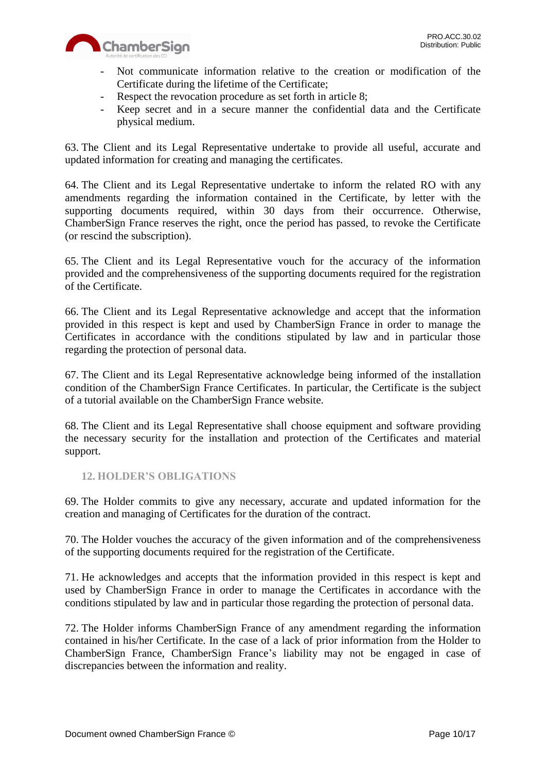- Not communicate information relative to the creation or modification of the Certificate during the lifetime of the Certificate;
- Respect the revocation procedure as set forth in article 8;
- Keep secret and in a secure manner the confidential data and the Certificate physical medium.

63. The Client and its Legal Representative undertake to provide all useful, accurate and updated information for creating and managing the certificates.

64. The Client and its Legal Representative undertake to inform the related RO with any amendments regarding the information contained in the Certificate, by letter with the supporting documents required, within 30 days from their occurrence. Otherwise, ChamberSign France reserves the right, once the period has passed, to revoke the Certificate (or rescind the subscription).

65. The Client and its Legal Representative vouch for the accuracy of the information provided and the comprehensiveness of the supporting documents required for the registration of the Certificate.

66. The Client and its Legal Representative acknowledge and accept that the information provided in this respect is kept and used by ChamberSign France in order to manage the Certificates in accordance with the conditions stipulated by law and in particular those regarding the protection of personal data.

67. The Client and its Legal Representative acknowledge being informed of the installation condition of the ChamberSign France Certificates. In particular, the Certificate is the subject of a tutorial available on the ChamberSign France website.

68. The Client and its Legal Representative shall choose equipment and software providing the necessary security for the installation and protection of the Certificates and material support.

## 12. HOLDER'S OBLIGATIONS

69. The Holder commits to give any necessary, accurate and updated information for the creation and managing of Certificates for the duration of the contract.

70. The Holder vouches the accuracy of the given information and of the comprehensiveness of the supporting documents required for the registration of the Certificate.

71. He acknowledges and accepts that the information provided in this respect is kept and used by ChamberSign France in order to manage the Certificates in accordance with the conditions stipulated by law and in particular those regarding the protection of personal data.

72. The Holder informs ChamberSign France of any amendment regarding the information contained in his/her Certificate. In the case of a lack of prior information from the Holder to ChamberSign France, ChamberSign France's liability may not be engaged in case of discrepancies between the information and reality.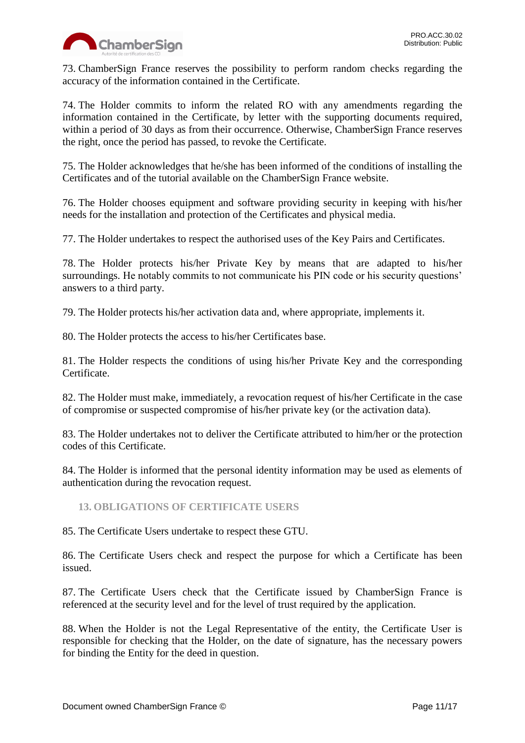73. ChamberSign France reserves the possibility to perform random checks regarding the accuracy of the information contained in the Certificate.

74. The Holder commits to inform the related RO with any amendments regarding the information contained in the Certificate, by letter with the supporting documents required, within a period of 30 days as from their occurrence. Otherwise, ChamberSign France reserves the right, once the period has passed, to revoke the Certificate.

75. The Holder acknowledges that he/she has been informed of the conditions of installing the Certificates and of the tutorial available on the ChamberSign France website.

76. The Holder chooses equipment and software providing security in keeping with his/her needs for the installation and protection of the Certificates and physical media.

77. The Holder undertakes to respect the authorised uses of the Key Pairs and Certificates.

78. The Holder protects his/her Private Key by means that are adapted to his/her surroundings. He notably commits to not communicate his PIN code or his security questions' answers to a third party.

79. The Holder protects his/her activation data and, where appropriate, implements it.

80. The Holder protects the access to his/her Certificates base.

81. The Holder respects the conditions of using his/her Private Key and the corresponding Certificate.

82. The Holder must make, immediately, a revocation request of his/her Certificate in the case of compromise or suspected compromise of his/her private key (or the activation data).

83. The Holder undertakes not to deliver the Certificate attributed to him/her or the protection codes of this Certificate.

84. The Holder is informed that the personal identity information may be used as elements of authentication during the revocation request.

## 13. OBLIGATIONS OF CERTIFICATE USERS

85. The Certificate Users undertake to respect these GTU.

86. The Certificate Users check and respect the purpose for which a Certificate has been issued.

87. The Certificate Users check that the Certificate issued by ChamberSign France is referenced at the security level and for the level of trust required by the application.

88. When the Holder is not the Legal Representative of the entity, the Certificate User is responsible for checking that the Holder, on the date of signature, has the necessary powers for binding the Entity for the deed in question.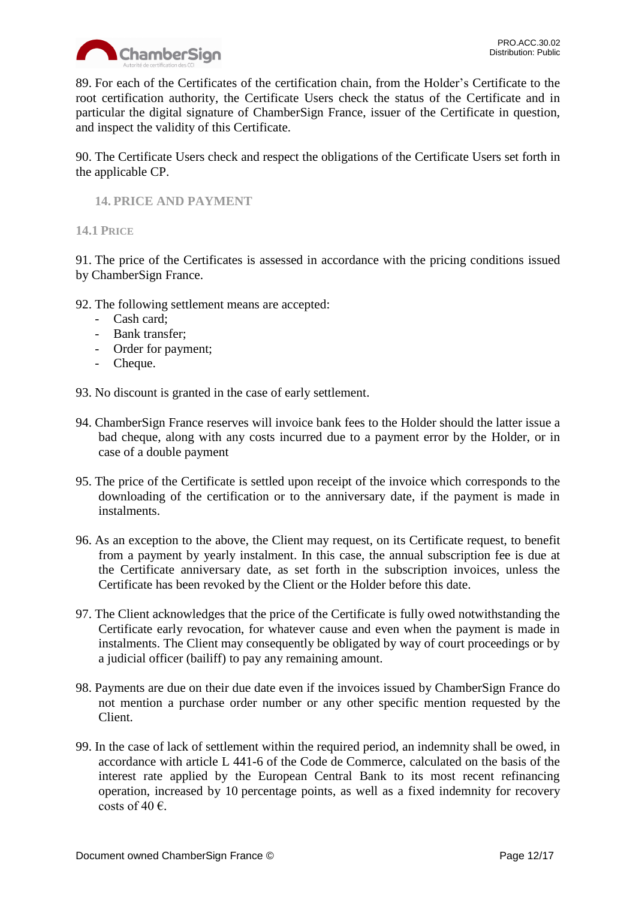89. For each of the Certificates of the certification chain, from the Holder's Certificate to the root certification authority, the Certificate Users check the status of the Certificate and in particular the digital signature of ChamberSign France, issuer of the Certificate in question, and inspect the validity of this Certificate.

90. The Certificate Users check and respect the obligations of the Certificate Users set forth in the applicable CP.

## 14. PRICE AND PAYMENT

### 14.1 PRICE

91. The price of the Certificates is assessed in accordance with the pricing conditions issued by ChamberSign France.

92. The following settlement means are accepted:

- Cash card;
- Bank transfer;
- Order for payment;
- Cheque.

93. No discount is granted in the case of early settlement.

94. ChamberSign France reserves will invoice bank fees to the Holder should the latter issue a bad cheque, along with any costs incurred due to a payment error by the Holder, or in case of a double payment

95. The price of the Certificate is settled upon receipt of the invoice which corresponds to the downloading of the certification or to the anniversary date, if the payment is made in instalments.

96. As an exception to the above, the Client may request, on its Certificate request, to benefit from a payment by yearly instalment. In this case, the annual subscription fee is due at the Certificate anniversary date, as set forth in the subscription invoices, unless the Certificate has been revoked by the Client or the Holder before this date.

97. The Client acknowledges that the price of the Certificate is fully owed notwithstanding the Certificate early revocation, for whatever cause and even when the payment is made in instalments. The Client may consequently be obligated by way of court proceedings or by a judicial officer (bailiff) to pay any remaining amount.

98. Payments are due on their due date even if the invoices issued by ChamberSign France do not mention a purchase order number or any other specific mention requested by the Client.

99. In the case of lack of settlement within the required period, an indemnity shall be owed, in accordance with article L 441-6 of the Code de Commerce, calculated on the basis of the interest rate applied by the European Central Bank to its most recent refinancing operation, increased by 10 percentage points, as well as a fixed indemnity for recovery costs of 40 €.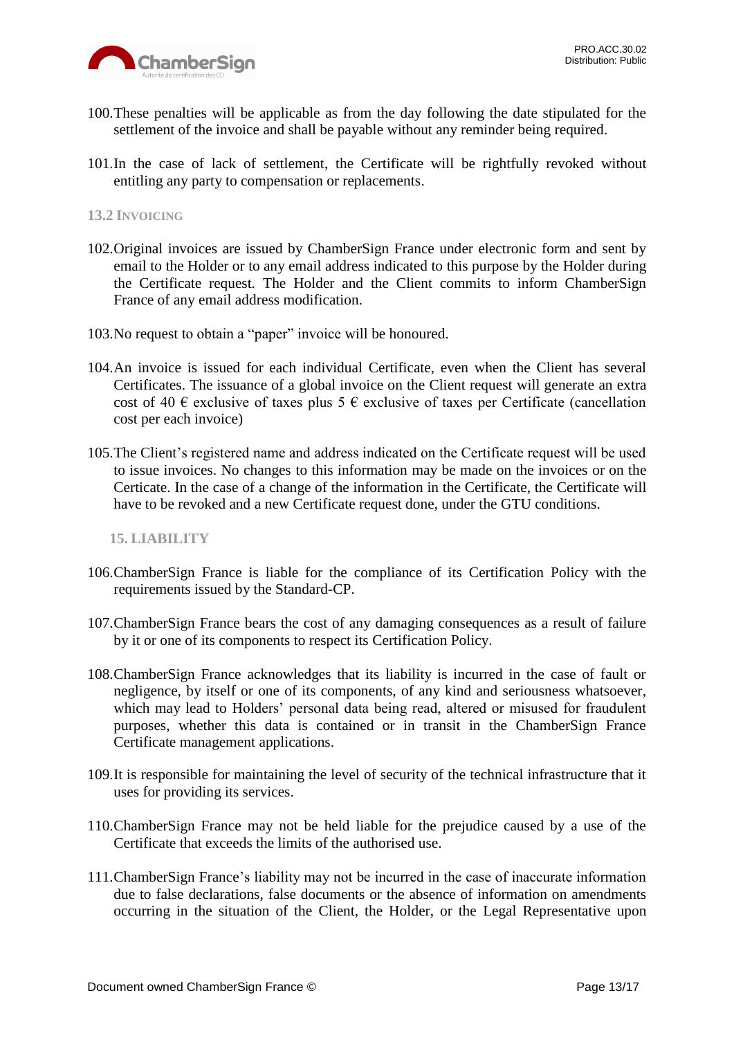100. These penalties will be applicable as from the day following the date stipulated for the settlement of the invoice and shall be payable without any reminder being required.

101. In the case of lack of settlement, the Certificate will be rightfully revoked without entitling any party to compensation or replacements.

### 13.2 Invoicing

102. Original invoices are issued by ChamberSign France under electronic form and sent by email to the Holder or to any email address indicated to this purpose by the Holder during the Certificate request. The Holder and the Client commits to inform ChamberSign France of any email address modification.

103. No request to obtain a "paper" invoice will be honoured.

104. An invoice is issued for each individual Certificate, even when the Client has several Certificates. The issuance of a global invoice on the Client request will generate an extra cost of 40 € exclusive of taxes plus 5 € exclusive of taxes per Certificate (cancellation cost per each invoice)

105. The Client's registered name and address indicated on the Certificate request will be used to issue invoices. No changes to this information may be made on the invoices or on the Certicate. In the case of a change of the information in the Certificate, the Certificate will have to be revoked and a new Certificate request done, under the GTU conditions.

## 15. LIABILITY

106. ChamberSign France is liable for the compliance of its Certification Policy with the requirements issued by the Standard-CP.

107. ChamberSign France bears the cost of any damaging consequences as a result of failure by it or one of its components to respect its Certification Policy.

108. ChamberSign France acknowledges that its liability is incurred in the case of fault or negligence, by itself or one of its components, of any kind and seriousness whatsoever, which may lead to Holders' personal data being read, altered or misused for fraudulent purposes, whether this data is contained or in transit in the ChamberSign France Certificate management applications.

109. It is responsible for maintaining the level of security of the technical infrastructure that it uses for providing its services.

110. ChamberSign France may not be held liable for the prejudice caused by a use of the Certificate that exceeds the limits of the authorised use.

111. ChamberSign France's liability may not be incurred in the case of inaccurate information due to false declarations, false documents or the absence of information on amendments occurring in the situation of the Client, the Holder, or the Legal Representative upon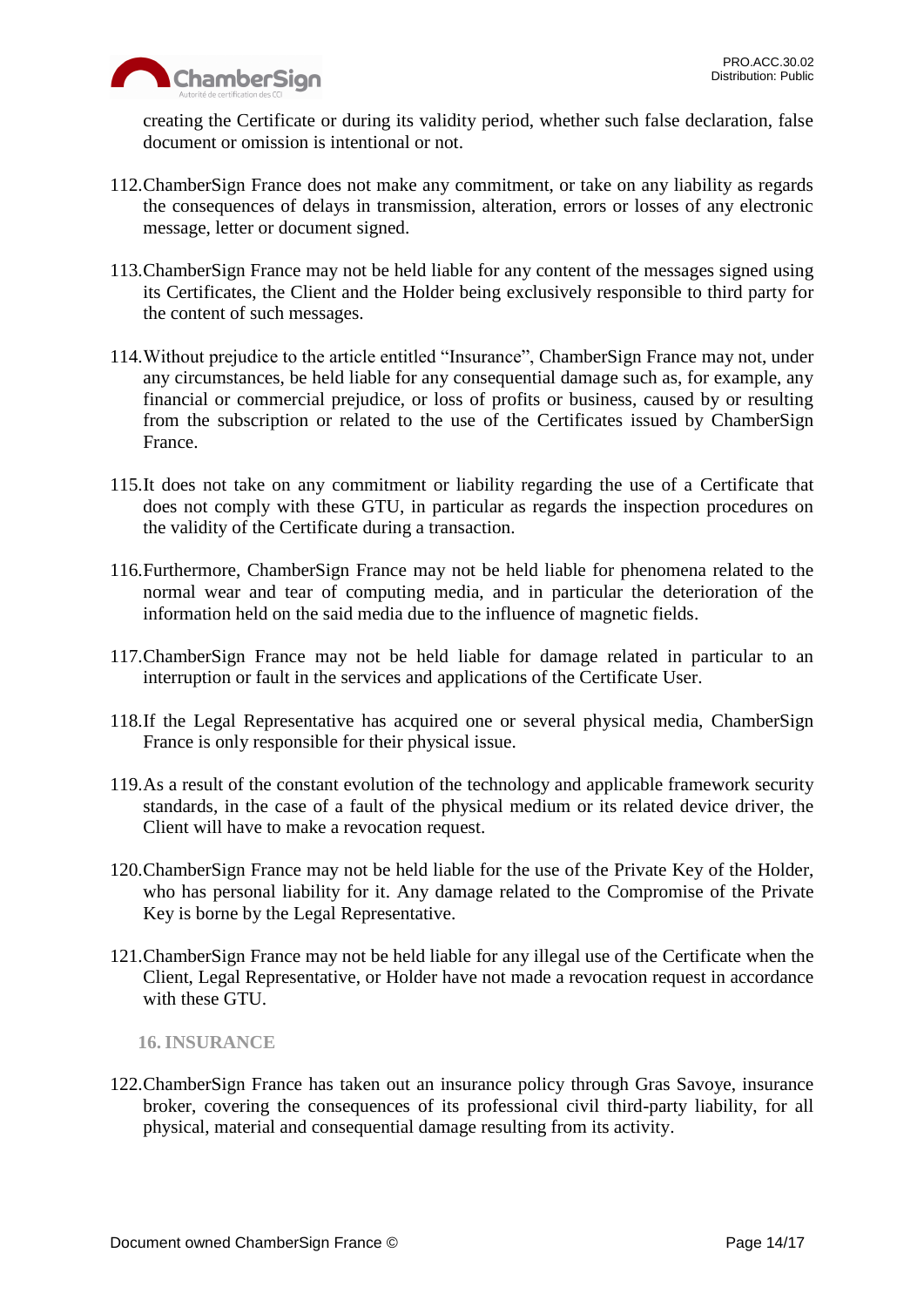creating the Certificate or during its validity period, whether such false declaration, false document or omission is intentional or not.

112. ChamberSign France does not make any commitment, or take on any liability as regards the consequences of delays in transmission, alteration, errors or losses of any electronic message, letter or document signed.

113. ChamberSign France may not be held liable for any content of the messages signed using its Certificates, the Client and the Holder being exclusively responsible to third party for the content of such messages.

114. Without prejudice to the article entitled "Insurance", ChamberSign France may not, under any circumstances, be held liable for any consequential damage such as, for example, any financial or commercial prejudice, or loss of profits or business, caused by or resulting from the subscription or related to the use of the Certificates issued by ChamberSign France.

115. It does not take on any commitment or liability regarding the use of a Certificate that does not comply with these GTU, in particular as regards the inspection procedures on the validity of the Certificate during a transaction.

116. Furthermore, ChamberSign France may not be held liable for phenomena related to the normal wear and tear of computing media, and in particular the deterioration of the information held on the said media due to the influence of magnetic fields.

117. ChamberSign France may not be held liable for damage related in particular to an interruption or fault in the services and applications of the Certificate User.

118. If the Legal Representative has acquired one or several physical media, ChamberSign France is only responsible for their physical issue.

119. As a result of the constant evolution of the technology and applicable framework security standards, in the case of a fault of the physical medium or its related device driver, the Client will have to make a revocation request.

120. ChamberSign France may not be held liable for the use of the Private Key of the Holder, who has personal liability for it. Any damage related to the Compromise of the Private Key is borne by the Legal Representative.

121. ChamberSign France may not be held liable for any illegal use of the Certificate when the Client, Legal Representative, or Holder have not made a revocation request in accordance with these GTU.

## 16. INSURANCE

122. ChamberSign France has taken out an insurance policy through Gras Savoye, insurance broker, covering the consequences of its professional civil third-party liability, for all physical, material and consequential damage resulting from its activity.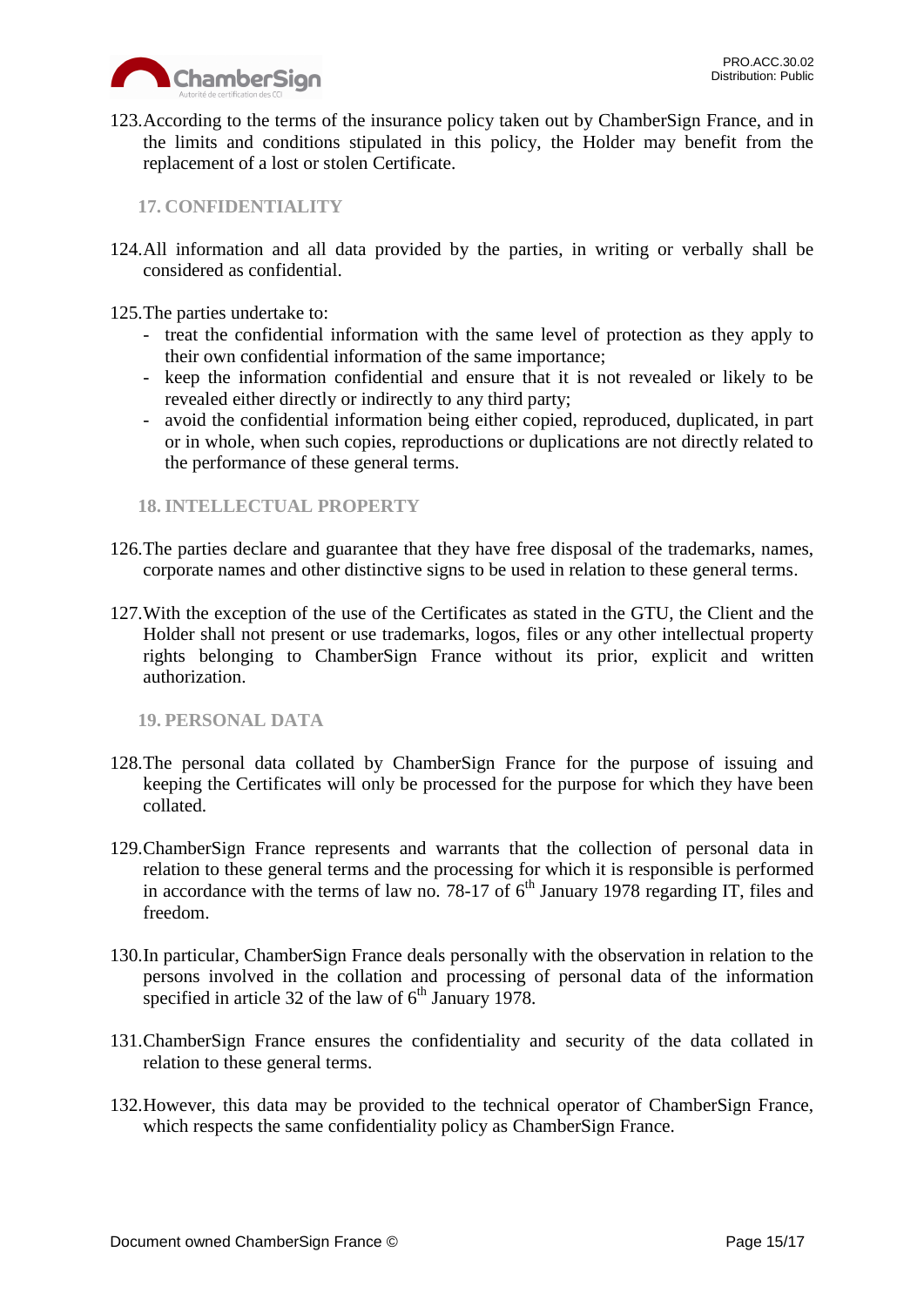123. According to the terms of the insurance policy taken out by ChamberSign France, and in the limits and conditions stipulated in this policy, the Holder may benefit from the replacement of a lost or stolen Certificate.

## 17. CONFIDENTIALITY

124. All information and all data provided by the parties, in writing or verbally shall be considered as confidential.

125. The parties undertake to:

- treat the confidential information with the same level of protection as they apply to their own confidential information of the same importance;
- keep the information confidential and ensure that it is not revealed or likely to be revealed either directly or indirectly to any third party;
- avoid the confidential information being either copied, reproduced, duplicated, in part or in whole, when such copies, reproductions or duplications are not directly related to the performance of these general terms.

## 18. INTELLECTUAL PROPERTY

126. The parties declare and guarantee that they have free disposal of the trademarks, names, corporate names and other distinctive signs to be used in relation to these general terms.

127. With the exception of the use of the Certificates as stated in the GTU, the Client and the Holder shall not present or use trademarks, logos, files or any other intellectual property rights belonging to ChamberSign France without its prior, explicit and written authorization.

## 19. PERSONAL DATA

128. The personal data collated by ChamberSign France for the purpose of issuing and keeping the Certificates will only be processed for the purpose for which they have been collated.

129. ChamberSign France represents and warrants that the collection of personal data in relation to these general terms and the processing for which it is responsible is performed in accordance with the terms of law no. 78-17 of 6th January 1978 regarding IT, files and freedom.

130. In particular, ChamberSign France deals personally with the observation in relation to the persons involved in the collation and processing of personal data of the information specified in article 32 of the law of 6th January 1978.

131. ChamberSign France ensures the confidentiality and security of the data collated in relation to these general terms.

132. However, this data may be provided to the technical operator of ChamberSign France, which respects the same confidentiality policy as ChamberSign France.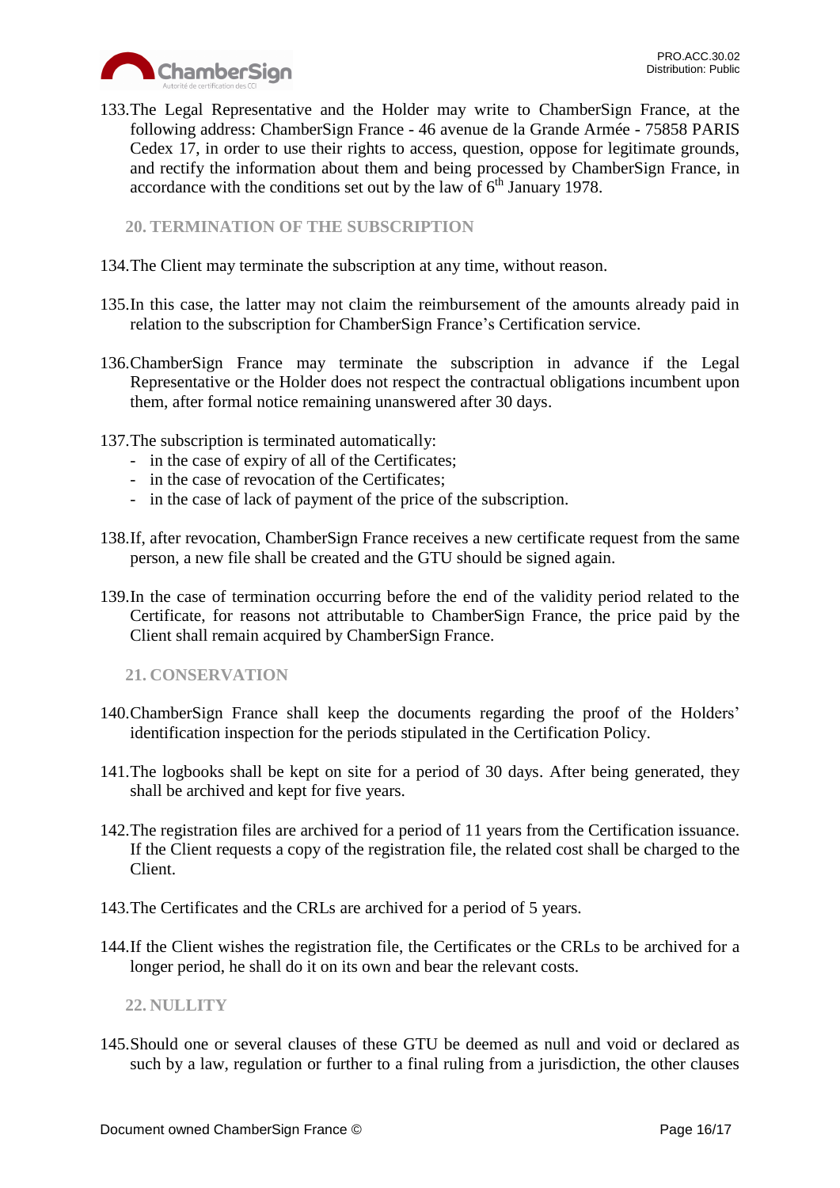133. The Legal Representative and the Holder may write to ChamberSign France, at the following address: ChamberSign France - 46 avenue de la Grande Armée - 75858 PARIS Cedex 17, in order to use their rights to access, question, oppose for legitimate grounds, and rectify the information about them and being processed by ChamberSign France, in accordance with the conditions set out by the law of 6th January 1978.

## 20. TERMINATION OF THE SUBSCRIPTION

134. The Client may terminate the subscription at any time, without reason.

135. In this case, the latter may not claim the reimbursement of the amounts already paid in relation to the subscription for ChamberSign France's Certification service.

136. ChamberSign France may terminate the subscription in advance if the Legal Representative or the Holder does not respect the contractual obligations incumbent upon them, after formal notice remaining unanswered after 30 days.

137. The subscription is terminated automatically:
   - in the case of expiry of all of the Certificates;
   - in the case of revocation of the Certificates;
   - in the case of lack of payment of the price of the subscription.

138. If, after revocation, ChamberSign France receives a new certificate request from the same person, a new file shall be created and the GTU should be signed again.

139. In the case of termination occurring before the end of the validity period related to the Certificate, for reasons not attributable to ChamberSign France, the price paid by the Client shall remain acquired by ChamberSign France.

## 21. CONSERVATION

140. ChamberSign France shall keep the documents regarding the proof of the Holders' identification inspection for the periods stipulated in the Certification Policy.

141. The logbooks shall be kept on site for a period of 30 days. After being generated, they shall be archived and kept for five years.

142. The registration files are archived for a period of 11 years from the Certification issuance. If the Client requests a copy of the registration file, the related cost shall be charged to the Client.

143. The Certificates and the CRLs are archived for a period of 5 years.

144. If the Client wishes the registration file, the Certificates or the CRLs to be archived for a longer period, he shall do it on its own and bear the relevant costs.

## 22. NULLITY

145. Should one or several clauses of these GTU be deemed as null and void or declared as such by a law, regulation or further to a final ruling from a jurisdiction, the other clauses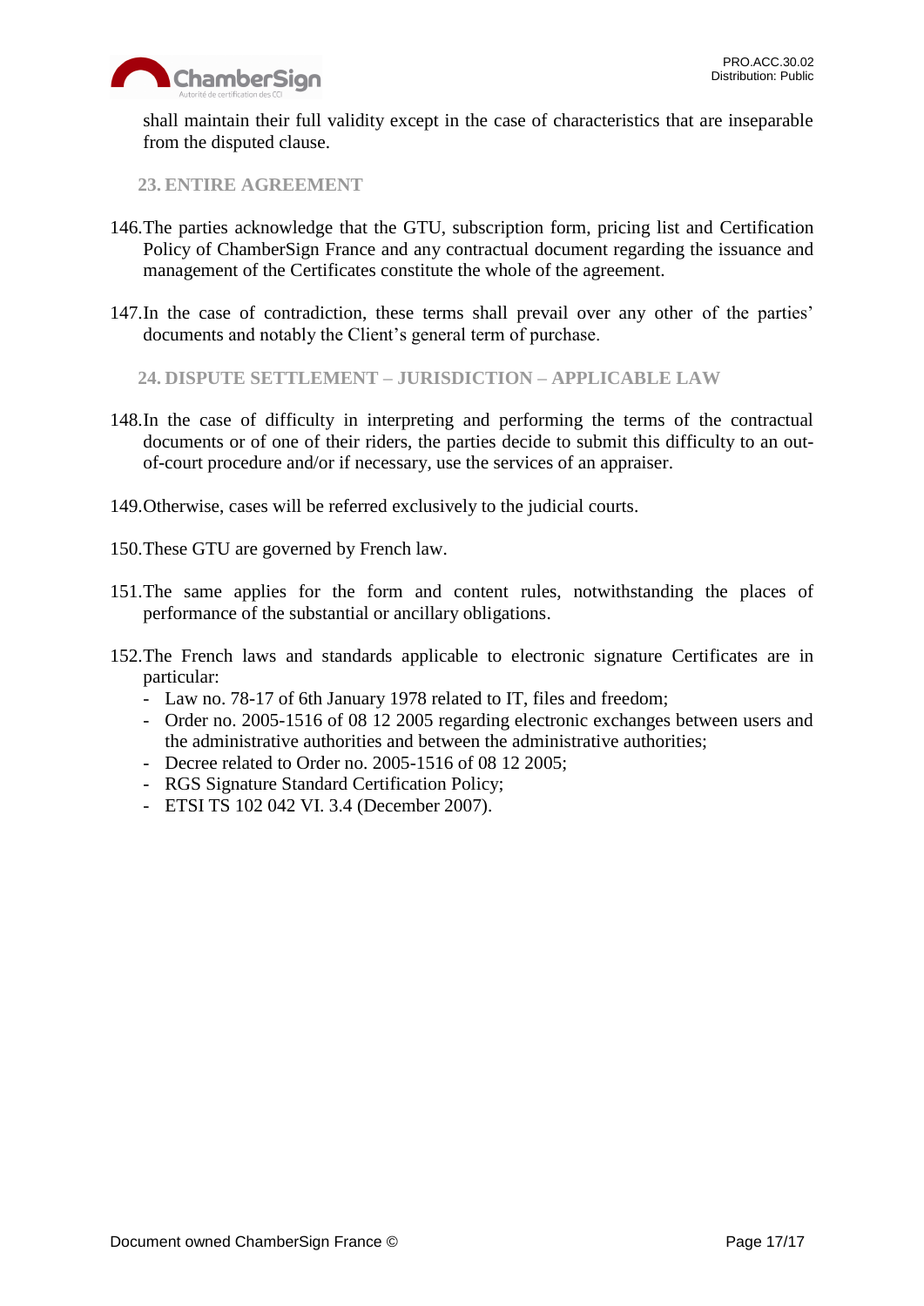shall maintain their full validity except in the case of characteristics that are inseparable from the disputed clause.

## 23. ENTIRE AGREEMENT

146. The parties acknowledge that the GTU, subscription form, pricing list and Certification Policy of ChamberSign France and any contractual document regarding the issuance and management of the Certificates constitute the whole of the agreement.

147. In the case of contradiction, these terms shall prevail over any other of the parties' documents and notably the Client's general term of purchase.

## 24. DISPUTE SETTLEMENT – JURISDICTION – APPLICABLE LAW

148. In the case of difficulty in interpreting and performing the terms of the contractual documents or of one of their riders, the parties decide to submit this difficulty to an out-of-court procedure and/or if necessary, use the services of an appraiser.

149. Otherwise, cases will be referred exclusively to the judicial courts.

150. These GTU are governed by French law.

151. The same applies for the form and content rules, notwithstanding the places of performance of the substantial or ancillary obligations.

152. The French laws and standards applicable to electronic signature Certificates are in particular:
- Law no. 78-17 of 6th January 1978 related to IT, files and freedom;
- Order no. 2005-1516 of 08 12 2005 regarding electronic exchanges between users and the administrative authorities and between the administrative authorities;
- Decree related to Order no. 2005-1516 of 08 12 2005;
- RGS Signature Standard Certification Policy;
- ETSI TS 102 042 VI. 3.4 (December 2007).